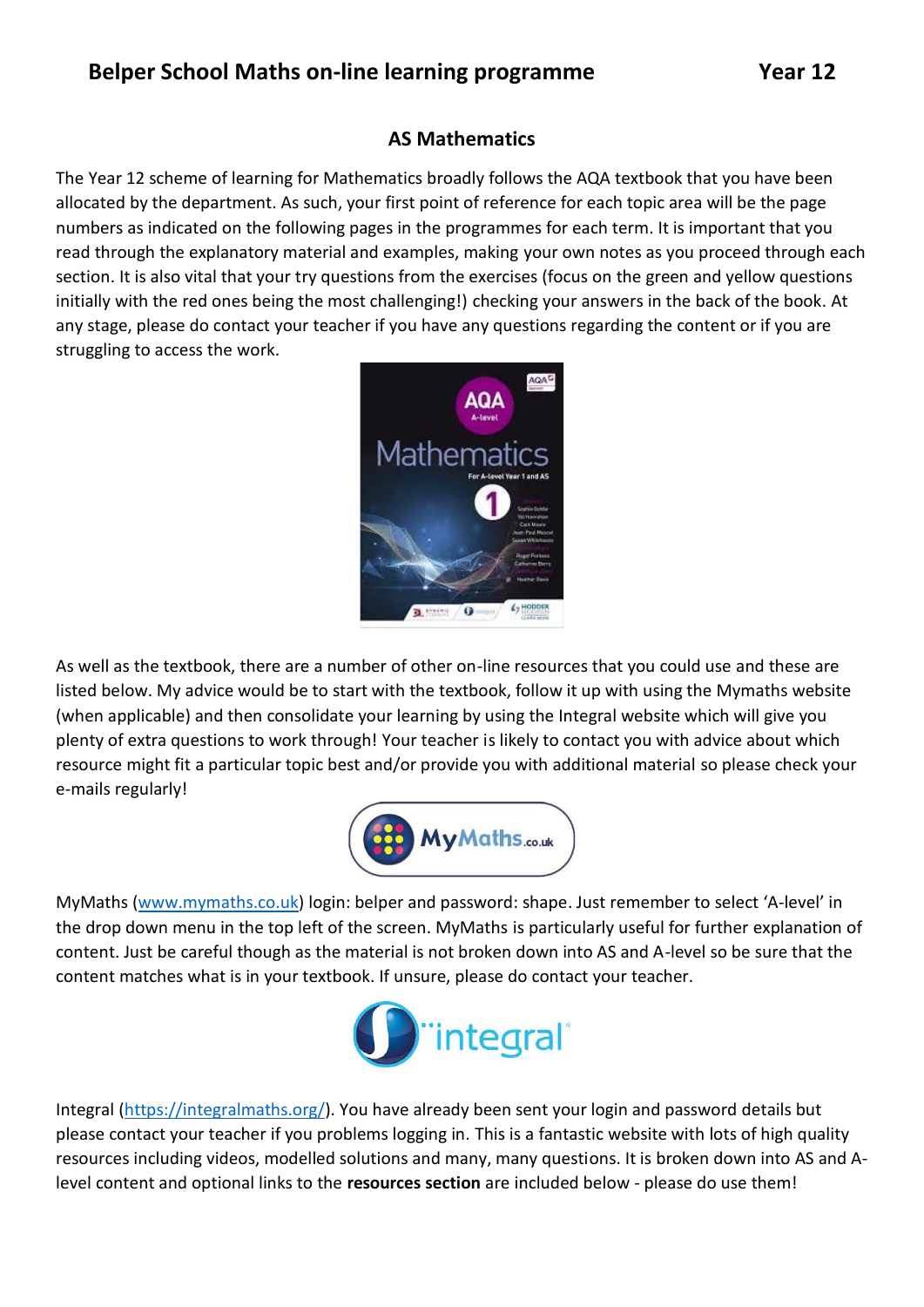# Belper School Maths on-line learning programme — Year 12

## AS Mathematics

The Year 12 scheme of learning for Mathematics broadly follows the AQA textbook that you have been allocated by the department. As such, your first point of reference for each topic area will be the page numbers as indicated on the following pages in the programmes for each term. It is important that you read through the explanatory material and examples, making your own notes as you proceed through each section. It is also vital that your try questions from the exercises (focus on the green and yellow questions initially with the red ones being the most challenging!) checking your answers in the back of the book. At any stage, please do contact your teacher if you have any questions regarding the content or if you are struggling to access the work.

As well as the textbook, there are a number of other on-line resources that you could use and these are listed below. My advice would be to start with the textbook, follow it up with using the Mymaths website (when applicable) and then consolidate your learning by using the Integral website which will give you plenty of extra questions to work through! Your teacher is likely to contact you with advice about which resource might fit a particular topic best and/or provide you with additional material so please check your e-mails regularly!

MyMaths (www.mymaths.co.uk) login: belper and password: shape. Just remember to select 'A-level' in the drop down menu in the top left of the screen. MyMaths is particularly useful for further explanation of content. Just be careful though as the material is not broken down into AS and A-level so be sure that the content matches what is in your textbook. If unsure, please do contact your teacher.

Integral (https://integralmaths.org/). You have already been sent your login and password details but please contact your teacher if you problems logging in. This is a fantastic website with lots of high quality resources including videos, modelled solutions and many, many questions. It is broken down into AS and A-level content and optional links to the **resources section** are included below - please do use them!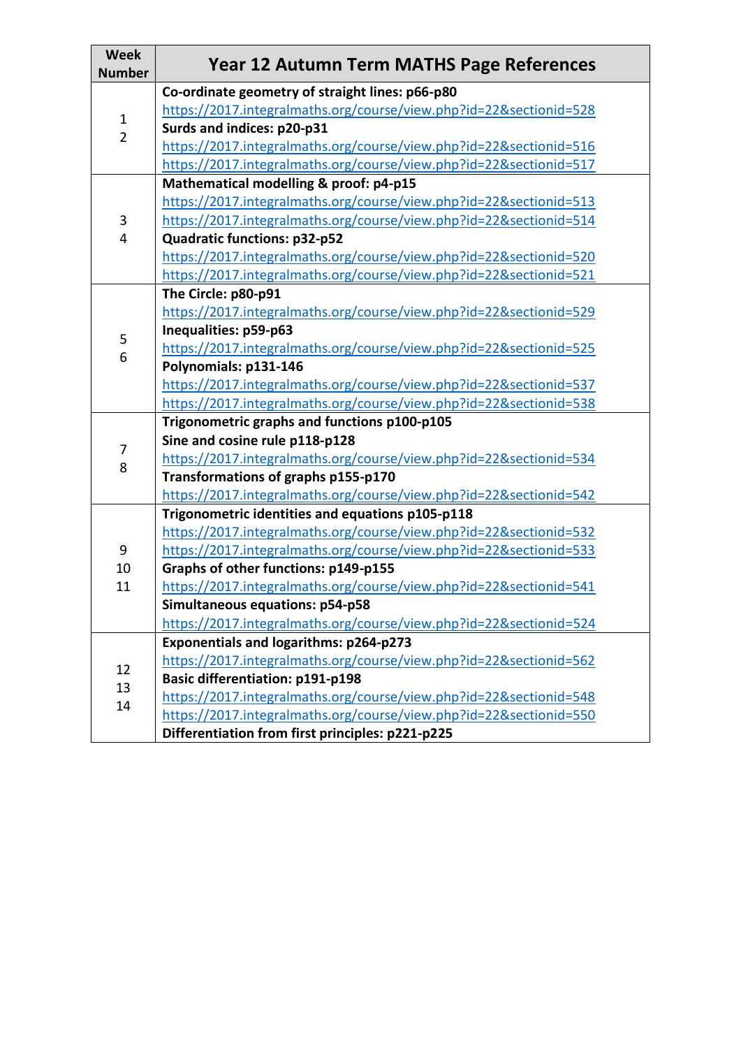| Week Number | Year 12 Autumn Term MATHS Page References |
| --- | --- |
| 1<br>2 | **Co-ordinate geometry of straight lines: p66-p80**<br>https://2017.integralmaths.org/course/view.php?id=22&sectionid=528<br>**Surds and indices: p20-p31**<br>https://2017.integralmaths.org/course/view.php?id=22&sectionid=516<br>https://2017.integralmaths.org/course/view.php?id=22&sectionid=517 |
| 3<br>4 | **Mathematical modelling & proof: p4-p15**<br>https://2017.integralmaths.org/course/view.php?id=22&sectionid=513<br>https://2017.integralmaths.org/course/view.php?id=22&sectionid=514<br>**Quadratic functions: p32-p52**<br>https://2017.integralmaths.org/course/view.php?id=22&sectionid=520<br>https://2017.integralmaths.org/course/view.php?id=22&sectionid=521 |
| 5<br>6 | **The Circle: p80-p91**<br>https://2017.integralmaths.org/course/view.php?id=22&sectionid=529<br>**Inequalities: p59-p63**<br>https://2017.integralmaths.org/course/view.php?id=22&sectionid=525<br>**Polynomials: p131-146**<br>https://2017.integralmaths.org/course/view.php?id=22&sectionid=537<br>https://2017.integralmaths.org/course/view.php?id=22&sectionid=538 |
| 7<br>8 | **Trigonometric graphs and functions p100-p105**<br>**Sine and cosine rule p118-p128**<br>https://2017.integralmaths.org/course/view.php?id=22&sectionid=534<br>**Transformations of graphs p155-p170**<br>https://2017.integralmaths.org/course/view.php?id=22&sectionid=542 |
| 9<br>10<br>11 | **Trigonometric identities and equations p105-p118**<br>https://2017.integralmaths.org/course/view.php?id=22&sectionid=532<br>https://2017.integralmaths.org/course/view.php?id=22&sectionid=533<br>**Graphs of other functions: p149-p155**<br>https://2017.integralmaths.org/course/view.php?id=22&sectionid=541<br>**Simultaneous equations: p54-p58**<br>https://2017.integralmaths.org/course/view.php?id=22&sectionid=524 |
| 12<br>13<br>14 | **Exponentials and logarithms: p264-p273**<br>https://2017.integralmaths.org/course/view.php?id=22&sectionid=562<br>**Basic differentiation: p191-p198**<br>https://2017.integralmaths.org/course/view.php?id=22&sectionid=548<br>https://2017.integralmaths.org/course/view.php?id=22&sectionid=550<br>**Differentiation from first principles: p221-p225** |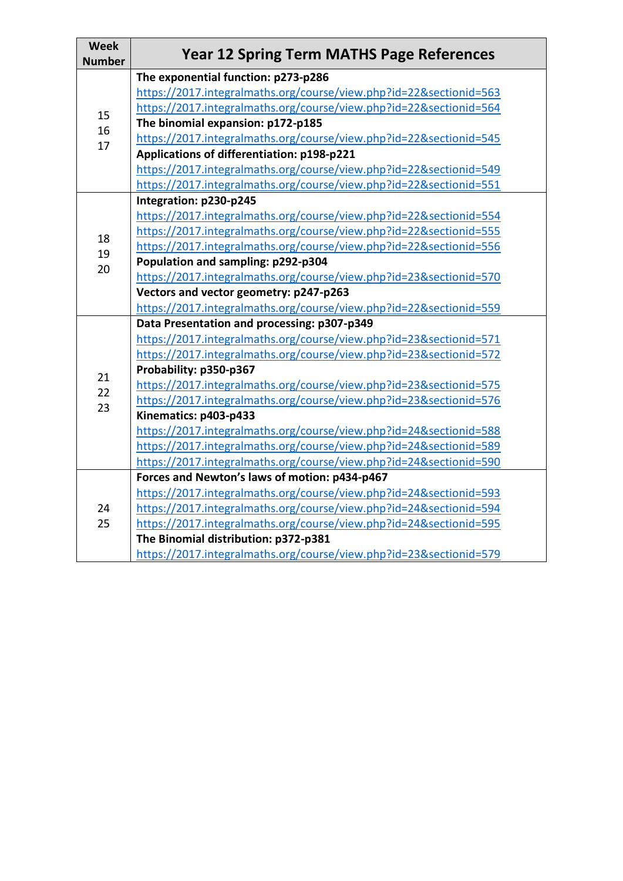| Week Number | Year 12 Spring Term MATHS Page References |
| --- | --- |
| 15<br>16<br>17 | **The exponential function: p273-p286**<br>https://2017.integralmaths.org/course/view.php?id=22&sectionid=563<br>https://2017.integralmaths.org/course/view.php?id=22&sectionid=564<br>**The binomial expansion: p172-p185**<br>https://2017.integralmaths.org/course/view.php?id=22&sectionid=545<br>**Applications of differentiation: p198-p221**<br>https://2017.integralmaths.org/course/view.php?id=22&sectionid=549<br>https://2017.integralmaths.org/course/view.php?id=22&sectionid=551 |
| 18<br>19<br>20 | **Integration: p230-p245**<br>https://2017.integralmaths.org/course/view.php?id=22&sectionid=554<br>https://2017.integralmaths.org/course/view.php?id=22&sectionid=555<br>https://2017.integralmaths.org/course/view.php?id=22&sectionid=556<br>**Population and sampling: p292-p304**<br>https://2017.integralmaths.org/course/view.php?id=23&sectionid=570<br>**Vectors and vector geometry: p247-p263**<br>https://2017.integralmaths.org/course/view.php?id=22&sectionid=559 |
| 21<br>22<br>23 | **Data Presentation and processing: p307-p349**<br>https://2017.integralmaths.org/course/view.php?id=23&sectionid=571<br>https://2017.integralmaths.org/course/view.php?id=23&sectionid=572<br>**Probability: p350-p367**<br>https://2017.integralmaths.org/course/view.php?id=23&sectionid=575<br>https://2017.integralmaths.org/course/view.php?id=23&sectionid=576<br>**Kinematics: p403-p433**<br>https://2017.integralmaths.org/course/view.php?id=24&sectionid=588<br>https://2017.integralmaths.org/course/view.php?id=24&sectionid=589<br>https://2017.integralmaths.org/course/view.php?id=24&sectionid=590 |
| 24<br>25 | **Forces and Newton's laws of motion: p434-p467**<br>https://2017.integralmaths.org/course/view.php?id=24&sectionid=593<br>https://2017.integralmaths.org/course/view.php?id=24&sectionid=594<br>https://2017.integralmaths.org/course/view.php?id=24&sectionid=595<br>**The Binomial distribution: p372-p381**<br>https://2017.integralmaths.org/course/view.php?id=23&sectionid=579 |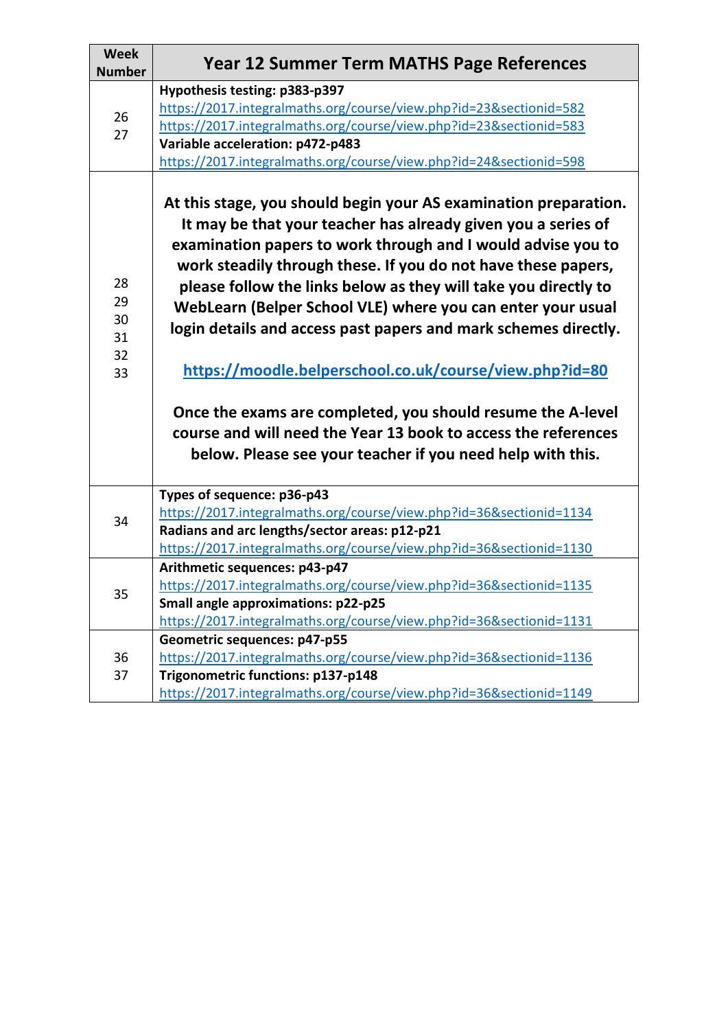| Week Number | Year 12 Summer Term MATHS Page References |
|---|---|
| 26<br>27 | **Hypothesis testing: p383-p397**<br>https://2017.integralmaths.org/course/view.php?id=23&sectionid=582<br>https://2017.integralmaths.org/course/view.php?id=23&sectionid=583<br>**Variable acceleration: p472-p483**<br>https://2017.integralmaths.org/course/view.php?id=24&sectionid=598 |
| 28<br>29<br>30<br>31<br>32<br>33 | **At this stage, you should begin your AS examination preparation. It may be that your teacher has already given you a series of examination papers to work through and I would advise you to work steadily through these. If you do not have these papers, please follow the links below as they will take you directly to WebLearn (Belper School VLE) where you can enter your usual login details and access past papers and mark schemes directly.**<br><br>**https://moodle.belperschool.co.uk/course/view.php?id=80**<br><br>**Once the exams are completed, you should resume the A-level course and will need the Year 13 book to access the references below. Please see your teacher if you need help with this.** |
| 34 | **Types of sequence: p36-p43**<br>https://2017.integralmaths.org/course/view.php?id=36&sectionid=1134<br>**Radians and arc lengths/sector areas: p12-p21**<br>https://2017.integralmaths.org/course/view.php?id=36&sectionid=1130 |
| 35 | **Arithmetic sequences: p43-p47**<br>https://2017.integralmaths.org/course/view.php?id=36&sectionid=1135<br>**Small angle approximations: p22-p25**<br>https://2017.integralmaths.org/course/view.php?id=36&sectionid=1131 |
| 36<br>37 | **Geometric sequences: p47-p55**<br>https://2017.integralmaths.org/course/view.php?id=36&sectionid=1136<br>**Trigonometric functions: p137-p148**<br>https://2017.integralmaths.org/course/view.php?id=36&sectionid=1149 |